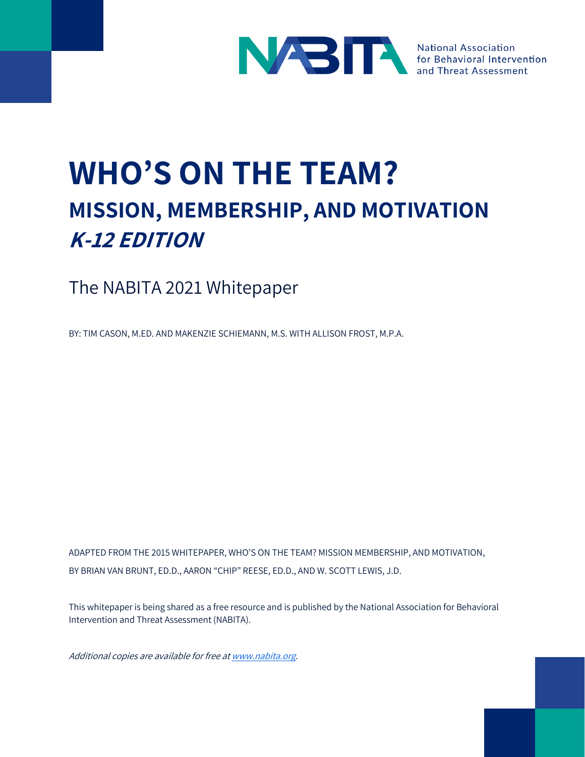National Association for Behavioral Intervention and Threat Assessment

# WHO'S ON THE TEAM?

## MISSION, MEMBERSHIP, AND MOTIVATION

## *K-12 EDITION*

The NABITA 2021 Whitepaper

BY: TIM CASON, M.ED. AND MAKENZIE SCHIEMANN, M.S. WITH ALLISON FROST, M.P.A.

ADAPTED FROM THE 2015 WHITEPAPER, WHO'S ON THE TEAM? MISSION MEMBERSHIP, AND MOTIVATION, BY BRIAN VAN BRUNT, ED.D., AARON "CHIP" REESE, ED.D., AND W. SCOTT LEWIS, J.D.

This whitepaper is being shared as a free resource and is published by the National Association for Behavioral Intervention and Threat Assessment (NABITA).

*Additional copies are available for free at www.nabita.org.*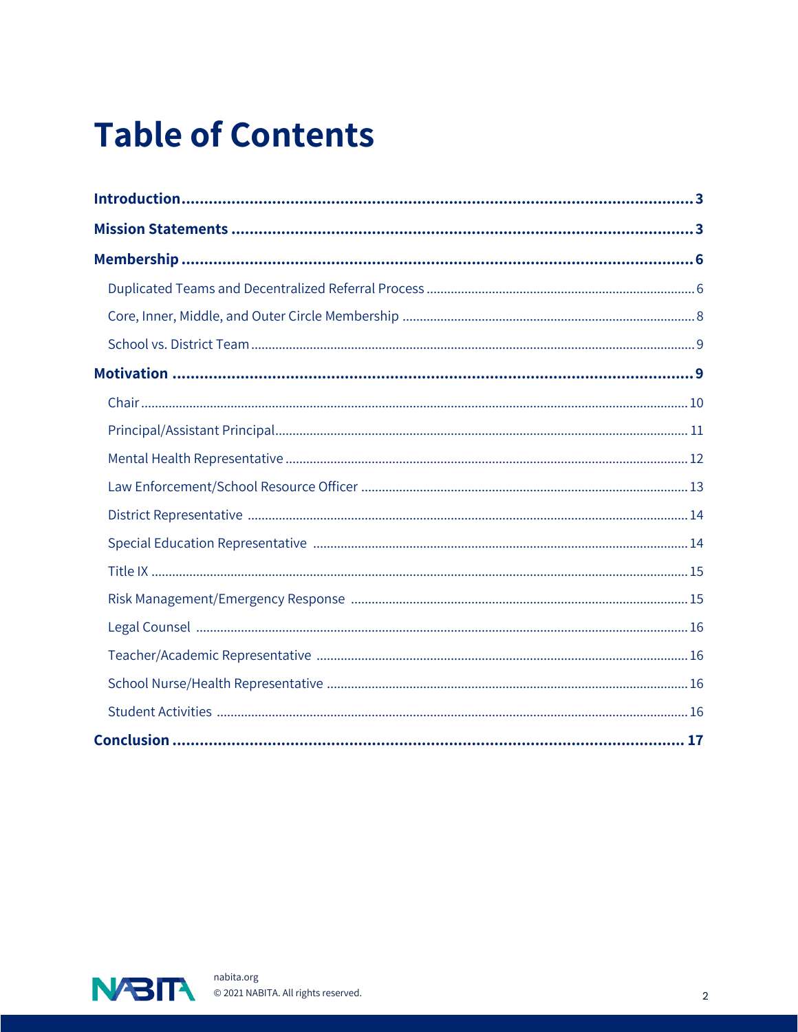# Table of Contents

**Introduction** ........................................................................................................ **3**

**Mission Statements** ............................................................................................ **3**

**Membership** ........................................................................................................ **6**

- Duplicated Teams and Decentralized Referral Process ............................................ 6
- Core, Inner, Middle, and Outer Circle Membership .................................................. 8
- School vs. District Team .......................................................................................... 9

**Motivation** .......................................................................................................... **9**

- Chair ..................................................................................................................... 10
- Principal/Assistant Principal .................................................................................. 11
- Mental Health Representative ................................................................................ 12
- Law Enforcement/School Resource Officer ............................................................. 13
- District Representative .......................................................................................... 14
- Special Education Representative .......................................................................... 14
- Title IX .................................................................................................................. 15
- Risk Management/Emergency Response ................................................................ 15
- Legal Counsel ........................................................................................................ 16
- Teacher/Academic Representative .......................................................................... 16
- School Nurse/Health Representative ...................................................................... 16
- Student Activities .................................................................................................. 16

**Conclusion** ......................................................................................................... **17**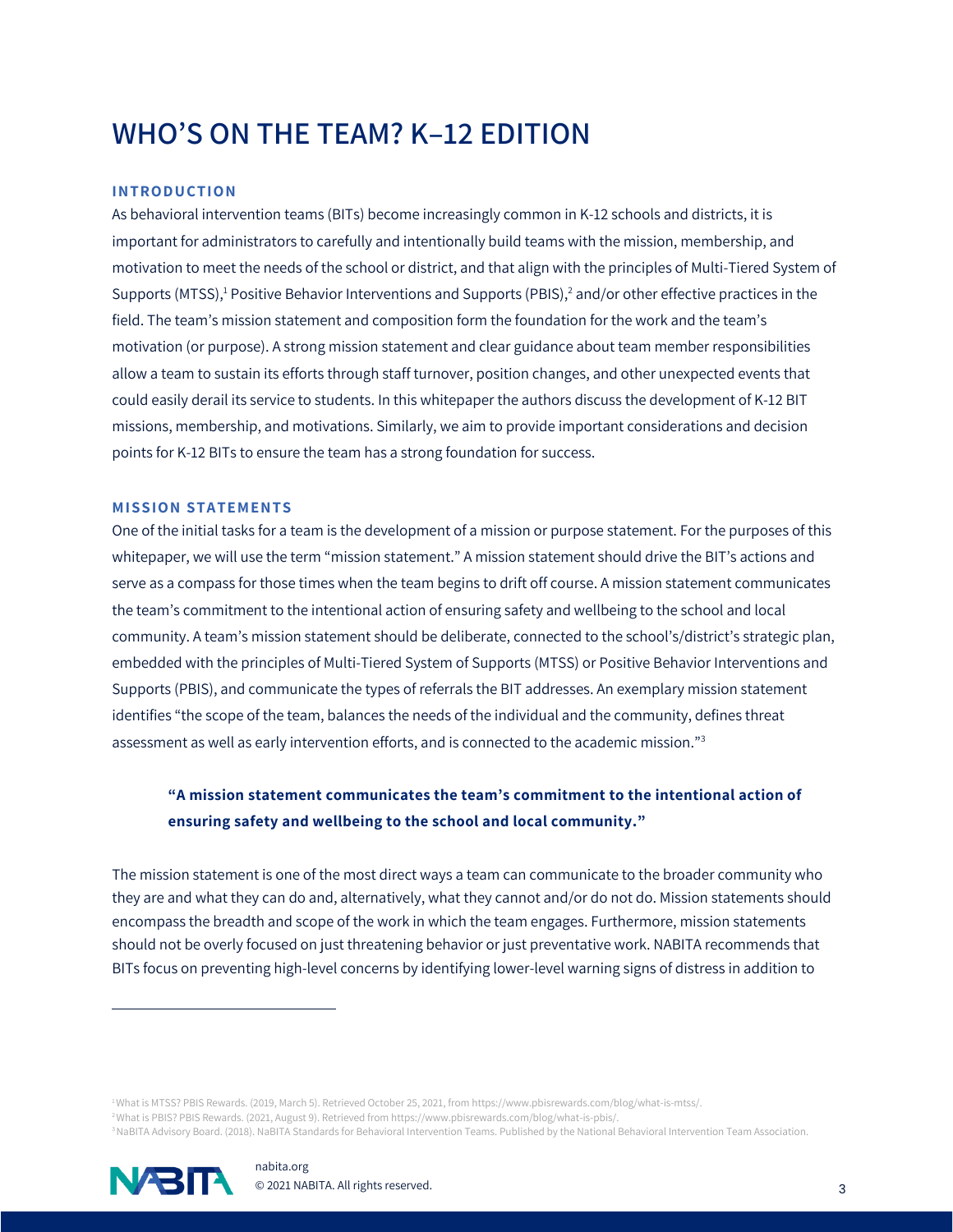# WHO'S ON THE TEAM? K–12 EDITION

## INTRODUCTION

As behavioral intervention teams (BITs) become increasingly common in K-12 schools and districts, it is important for administrators to carefully and intentionally build teams with the mission, membership, and motivation to meet the needs of the school or district, and that align with the principles of Multi-Tiered System of Supports (MTSS),[1] Positive Behavior Interventions and Supports (PBIS),[2] and/or other effective practices in the field. The team's mission statement and composition form the foundation for the work and the team's motivation (or purpose). A strong mission statement and clear guidance about team member responsibilities allow a team to sustain its efforts through staff turnover, position changes, and other unexpected events that could easily derail its service to students. In this whitepaper the authors discuss the development of K-12 BIT missions, membership, and motivations. Similarly, we aim to provide important considerations and decision points for K-12 BITs to ensure the team has a strong foundation for success.

## MISSION STATEMENTS

One of the initial tasks for a team is the development of a mission or purpose statement. For the purposes of this whitepaper, we will use the term "mission statement." A mission statement should drive the BIT's actions and serve as a compass for those times when the team begins to drift off course. A mission statement communicates the team's commitment to the intentional action of ensuring safety and wellbeing to the school and local community. A team's mission statement should be deliberate, connected to the school's/district's strategic plan, embedded with the principles of Multi-Tiered System of Supports (MTSS) or Positive Behavior Interventions and Supports (PBIS), and communicate the types of referrals the BIT addresses. An exemplary mission statement identifies "the scope of the team, balances the needs of the individual and the community, defines threat assessment as well as early intervention efforts, and is connected to the academic mission."[3]

> **"A mission statement communicates the team's commitment to the intentional action of ensuring safety and wellbeing to the school and local community."**

The mission statement is one of the most direct ways a team can communicate to the broader community who they are and what they can do and, alternatively, what they cannot and/or do not do. Mission statements should encompass the breadth and scope of the work in which the team engages. Furthermore, mission statements should not be overly focused on just threatening behavior or just preventative work. NABITA recommends that BITs focus on preventing high-level concerns by identifying lower-level warning signs of distress in addition to

---

[1] What is MTSS? PBIS Rewards. (2019, March 5). Retrieved October 25, 2021, from https://www.pbisrewards.com/blog/what-is-mtss/.

[2] What is PBIS? PBIS Rewards. (2021, August 9). Retrieved from https://www.pbisrewards.com/blog/what-is-pbis/.

[3] NaBITA Advisory Board. (2018). NaBITA Standards for Behavioral Intervention Teams. Published by the National Behavioral Intervention Team Association.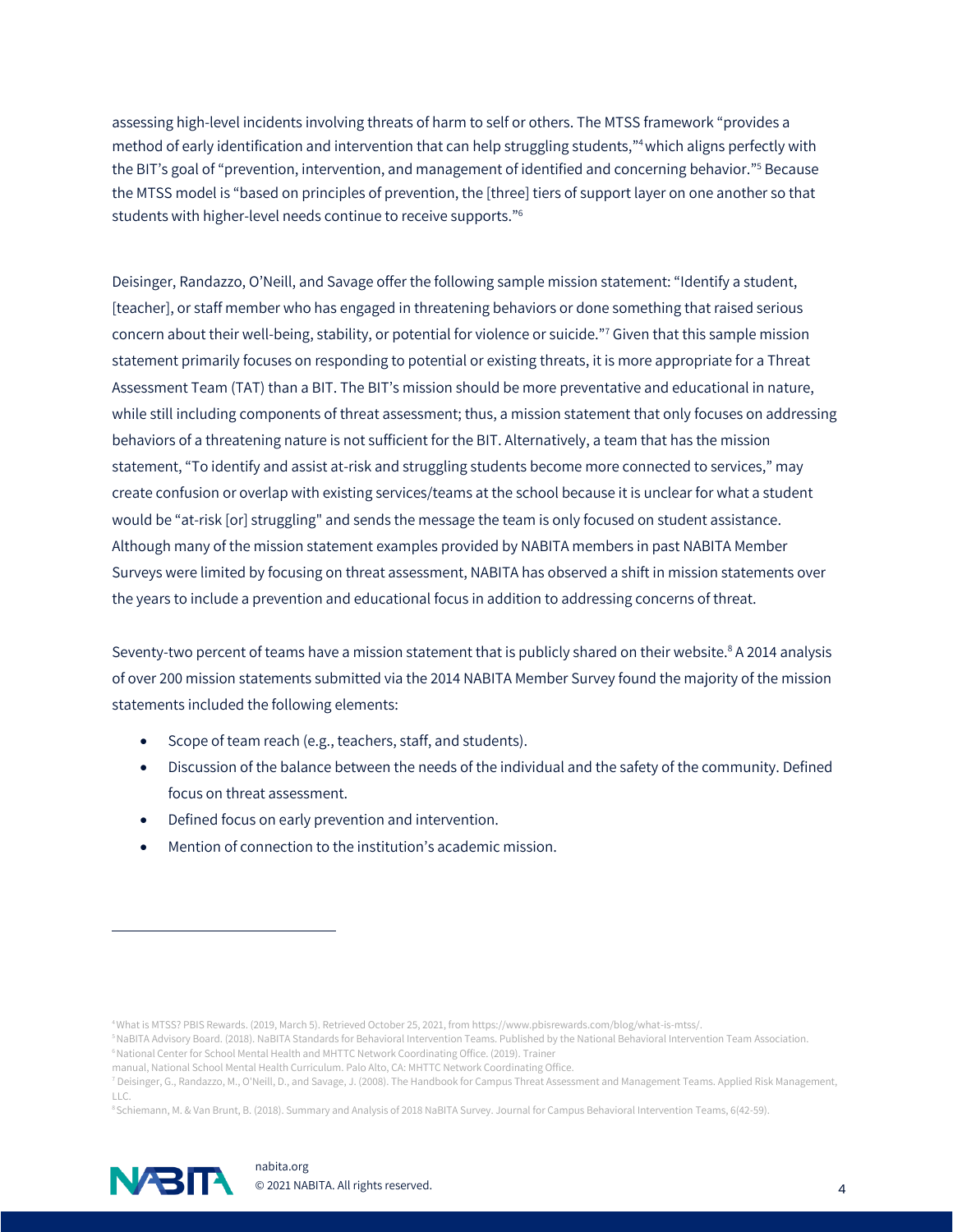assessing high-level incidents involving threats of harm to self or others. The MTSS framework "provides a method of early identification and intervention that can help struggling students,"[4] which aligns perfectly with the BIT's goal of "prevention, intervention, and management of identified and concerning behavior."[5] Because the MTSS model is "based on principles of prevention, the [three] tiers of support layer on one another so that students with higher-level needs continue to receive supports."[6]

Deisinger, Randazzo, O'Neill, and Savage offer the following sample mission statement: "Identify a student, [teacher], or staff member who has engaged in threatening behaviors or done something that raised serious concern about their well-being, stability, or potential for violence or suicide."[7] Given that this sample mission statement primarily focuses on responding to potential or existing threats, it is more appropriate for a Threat Assessment Team (TAT) than a BIT. The BIT's mission should be more preventative and educational in nature, while still including components of threat assessment; thus, a mission statement that only focuses on addressing behaviors of a threatening nature is not sufficient for the BIT. Alternatively, a team that has the mission statement, "To identify and assist at-risk and struggling students become more connected to services," may create confusion or overlap with existing services/teams at the school because it is unclear for what a student would be "at-risk [or] struggling" and sends the message the team is only focused on student assistance. Although many of the mission statement examples provided by NABITA members in past NABITA Member Surveys were limited by focusing on threat assessment, NABITA has observed a shift in mission statements over the years to include a prevention and educational focus in addition to addressing concerns of threat.

Seventy-two percent of teams have a mission statement that is publicly shared on their website.[8] A 2014 analysis of over 200 mission statements submitted via the 2014 NABITA Member Survey found the majority of the mission statements included the following elements:

- Scope of team reach (e.g., teachers, staff, and students).
- Discussion of the balance between the needs of the individual and the safety of the community. Defined focus on threat assessment.
- Defined focus on early prevention and intervention.
- Mention of connection to the institution's academic mission.

---

[4] What is MTSS? PBIS Rewards. (2019, March 5). Retrieved October 25, 2021, from https://www.pbisrewards.com/blog/what-is-mtss/.

[5] NaBITA Advisory Board. (2018). NaBITA Standards for Behavioral Intervention Teams. Published by the National Behavioral Intervention Team Association.

[6] National Center for School Mental Health and MHTTC Network Coordinating Office. (2019). Trainer manual, National School Mental Health Curriculum. Palo Alto, CA: MHTTC Network Coordinating Office.

[7] Deisinger, G., Randazzo, M., O'Neill, D., and Savage, J. (2008). The Handbook for Campus Threat Assessment and Management Teams. Applied Risk Management, LLC.

[8] Schiemann, M. & Van Brunt, B. (2018). Summary and Analysis of 2018 NaBITA Survey. Journal for Campus Behavioral Intervention Teams, 6(42-59).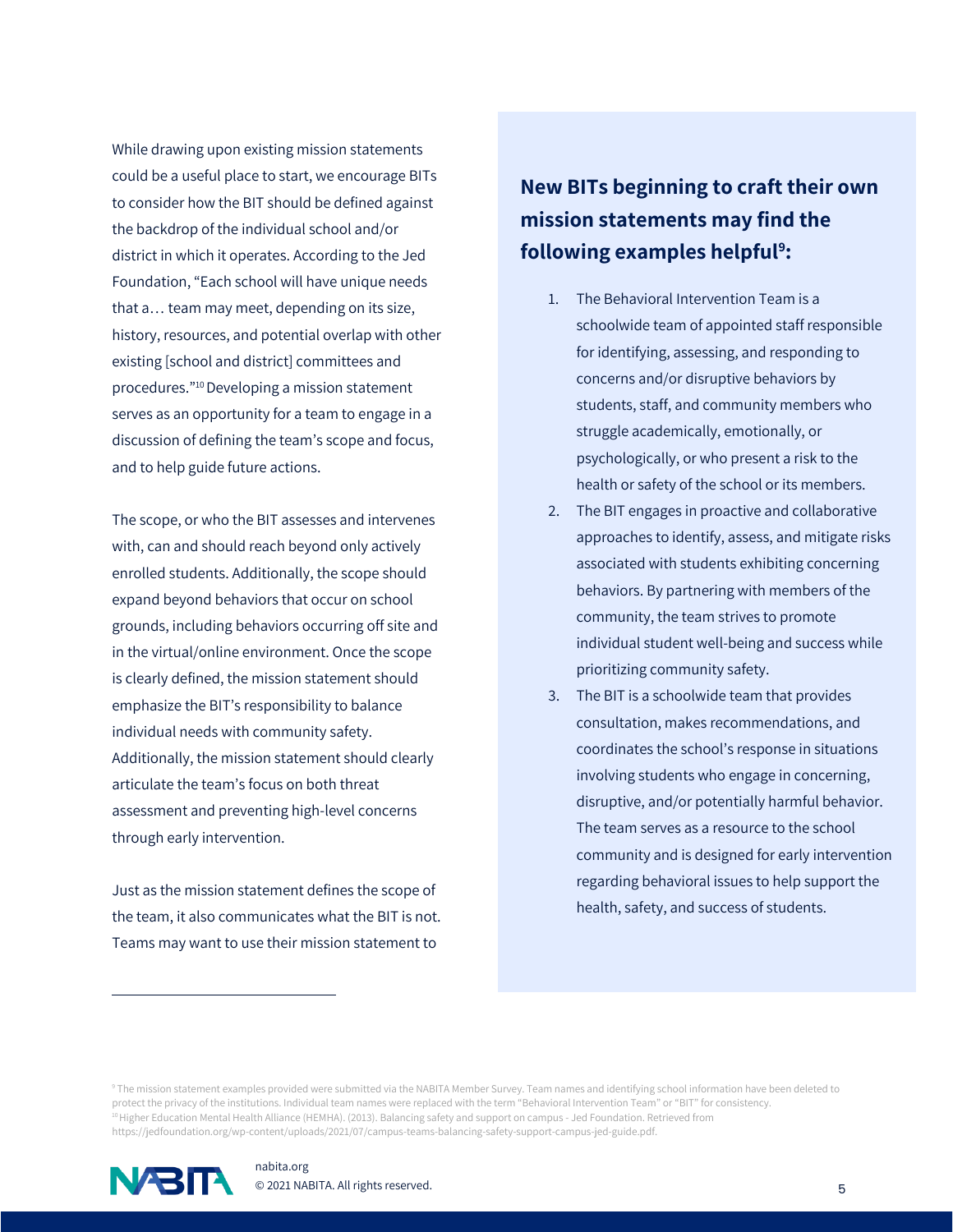While drawing upon existing mission statements could be a useful place to start, we encourage BITs to consider how the BIT should be defined against the backdrop of the individual school and/or district in which it operates. According to the Jed Foundation, "Each school will have unique needs that a… team may meet, depending on its size, history, resources, and potential overlap with other existing [school and district] committees and procedures."[10] Developing a mission statement serves as an opportunity for a team to engage in a discussion of defining the team's scope and focus, and to help guide future actions.

The scope, or who the BIT assesses and intervenes with, can and should reach beyond only actively enrolled students. Additionally, the scope should expand beyond behaviors that occur on school grounds, including behaviors occurring off site and in the virtual/online environment. Once the scope is clearly defined, the mission statement should emphasize the BIT's responsibility to balance individual needs with community safety. Additionally, the mission statement should clearly articulate the team's focus on both threat assessment and preventing high-level concerns through early intervention.

Just as the mission statement defines the scope of the team, it also communicates what the BIT is not. Teams may want to use their mission statement to

### New BITs beginning to craft their own mission statements may find the following examples helpful[9]:

1. The Behavioral Intervention Team is a schoolwide team of appointed staff responsible for identifying, assessing, and responding to concerns and/or disruptive behaviors by students, staff, and community members who struggle academically, emotionally, or psychologically, or who present a risk to the health or safety of the school or its members.
2. The BIT engages in proactive and collaborative approaches to identify, assess, and mitigate risks associated with students exhibiting concerning behaviors. By partnering with members of the community, the team strives to promote individual student well-being and success while prioritizing community safety.
3. The BIT is a schoolwide team that provides consultation, makes recommendations, and coordinates the school's response in situations involving students who engage in concerning, disruptive, and/or potentially harmful behavior. The team serves as a resource to the school community and is designed for early intervention regarding behavioral issues to help support the health, safety, and success of students.

---

[9] The mission statement examples provided were submitted via the NABITA Member Survey. Team names and identifying school information have been deleted to protect the privacy of the institutions. Individual team names were replaced with the term "Behavioral Intervention Team" or "BIT" for consistency.

[10] Higher Education Mental Health Alliance (HEMHA). (2013). Balancing safety and support on campus - Jed Foundation. Retrieved from https://jedfoundation.org/wp-content/uploads/2021/07/campus-teams-balancing-safety-support-campus-jed-guide.pdf.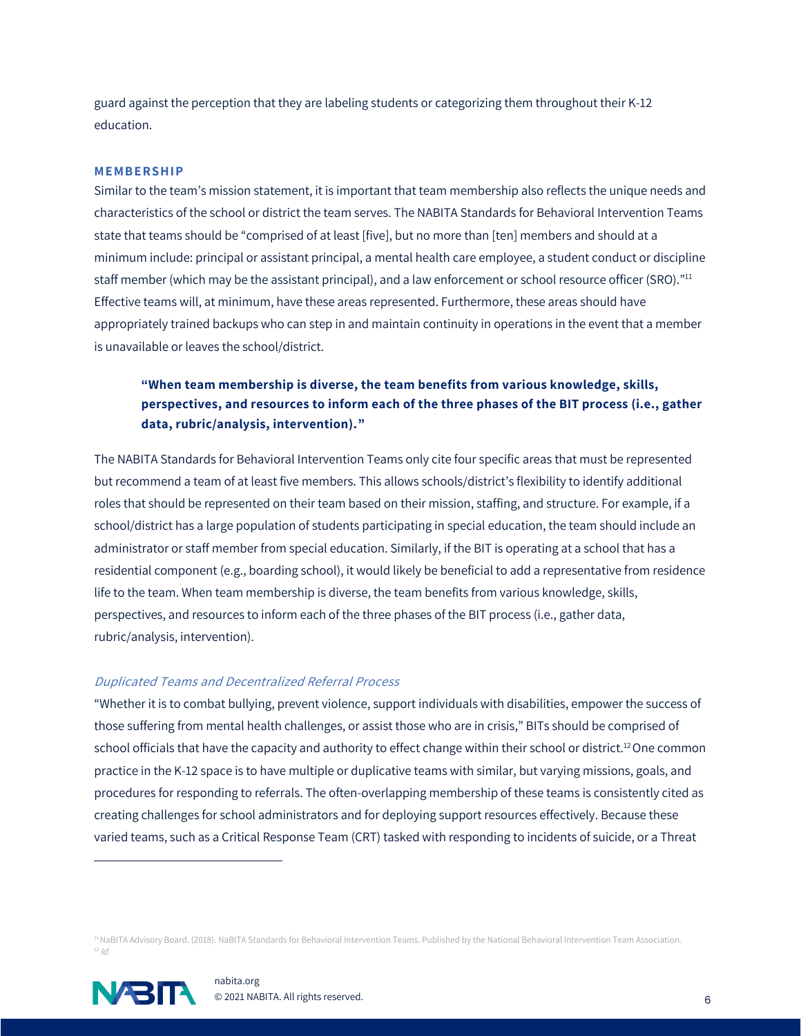guard against the perception that they are labeling students or categorizing them throughout their K-12 education.

## MEMBERSHIP

Similar to the team's mission statement, it is important that team membership also reflects the unique needs and characteristics of the school or district the team serves. The NABITA Standards for Behavioral Intervention Teams state that teams should be "comprised of at least [five], but no more than [ten] members and should at a minimum include: principal or assistant principal, a mental health care employee, a student conduct or discipline staff member (which may be the assistant principal), and a law enforcement or school resource officer (SRO)."[11] Effective teams will, at minimum, have these areas represented. Furthermore, these areas should have appropriately trained backups who can step in and maintain continuity in operations in the event that a member is unavailable or leaves the school/district.

> **"When team membership is diverse, the team benefits from various knowledge, skills, perspectives, and resources to inform each of the three phases of the BIT process (i.e., gather data, rubric/analysis, intervention)."**

The NABITA Standards for Behavioral Intervention Teams only cite four specific areas that must be represented but recommend a team of at least five members. This allows schools/district's flexibility to identify additional roles that should be represented on their team based on their mission, staffing, and structure. For example, if a school/district has a large population of students participating in special education, the team should include an administrator or staff member from special education. Similarly, if the BIT is operating at a school that has a residential component (e.g., boarding school), it would likely be beneficial to add a representative from residence life to the team. When team membership is diverse, the team benefits from various knowledge, skills, perspectives, and resources to inform each of the three phases of the BIT process (i.e., gather data, rubric/analysis, intervention).

### *Duplicated Teams and Decentralized Referral Process*

"Whether it is to combat bullying, prevent violence, support individuals with disabilities, empower the success of those suffering from mental health challenges, or assist those who are in crisis," BITs should be comprised of school officials that have the capacity and authority to effect change within their school or district.[12] One common practice in the K-12 space is to have multiple or duplicative teams with similar, but varying missions, goals, and procedures for responding to referrals. The often-overlapping membership of these teams is consistently cited as creating challenges for school administrators and for deploying support resources effectively. Because these varied teams, such as a Critical Response Team (CRT) tasked with responding to incidents of suicide, or a Threat

---

[11] NaBITA Advisory Board. (2018). NaBITA Standards for Behavioral Intervention Teams. Published by the National Behavioral Intervention Team Association.

[12] *Id.*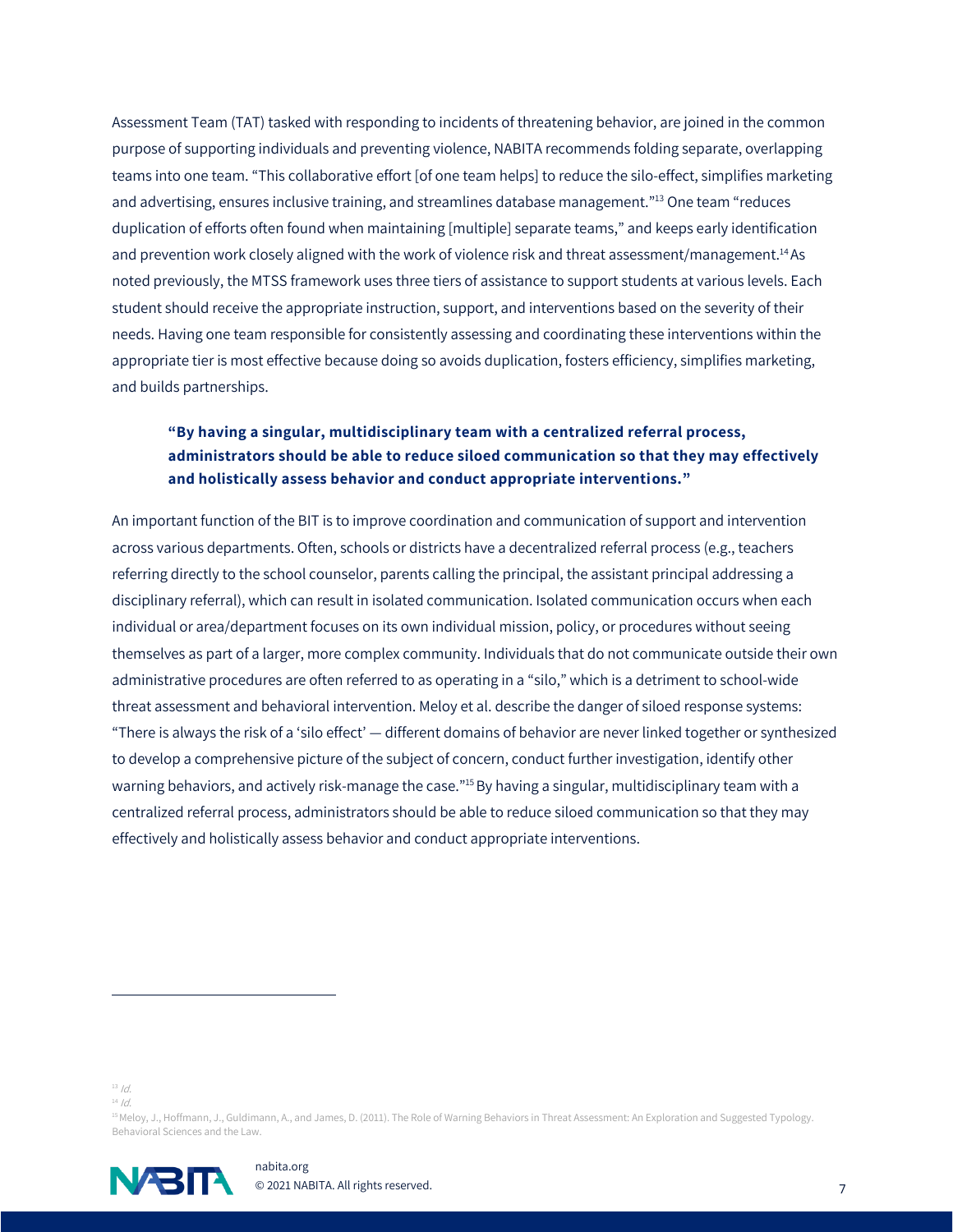Assessment Team (TAT) tasked with responding to incidents of threatening behavior, are joined in the common purpose of supporting individuals and preventing violence, NABITA recommends folding separate, overlapping teams into one team. "This collaborative effort [of one team helps] to reduce the silo-effect, simplifies marketing and advertising, ensures inclusive training, and streamlines database management."[13] One team "reduces duplication of efforts often found when maintaining [multiple] separate teams," and keeps early identification and prevention work closely aligned with the work of violence risk and threat assessment/management.[14] As noted previously, the MTSS framework uses three tiers of assistance to support students at various levels. Each student should receive the appropriate instruction, support, and interventions based on the severity of their needs. Having one team responsible for consistently assessing and coordinating these interventions within the appropriate tier is most effective because doing so avoids duplication, fosters efficiency, simplifies marketing, and builds partnerships.

> **"By having a singular, multidisciplinary team with a centralized referral process, administrators should be able to reduce siloed communication so that they may effectively and holistically assess behavior and conduct appropriate interventions."**

An important function of the BIT is to improve coordination and communication of support and intervention across various departments. Often, schools or districts have a decentralized referral process (e.g., teachers referring directly to the school counselor, parents calling the principal, the assistant principal addressing a disciplinary referral), which can result in isolated communication. Isolated communication occurs when each individual or area/department focuses on its own individual mission, policy, or procedures without seeing themselves as part of a larger, more complex community. Individuals that do not communicate outside their own administrative procedures are often referred to as operating in a "silo," which is a detriment to school-wide threat assessment and behavioral intervention. Meloy et al. describe the danger of siloed response systems: "There is always the risk of a 'silo effect' — different domains of behavior are never linked together or synthesized to develop a comprehensive picture of the subject of concern, conduct further investigation, identify other warning behaviors, and actively risk-manage the case."[15] By having a singular, multidisciplinary team with a centralized referral process, administrators should be able to reduce siloed communication so that they may effectively and holistically assess behavior and conduct appropriate interventions.

---

[13] *Id.*

[14] *Id.*

[15] Meloy, J., Hoffmann, J., Guldimann, A., and James, D. (2011). The Role of Warning Behaviors in Threat Assessment: An Exploration and Suggested Typology. Behavioral Sciences and the Law.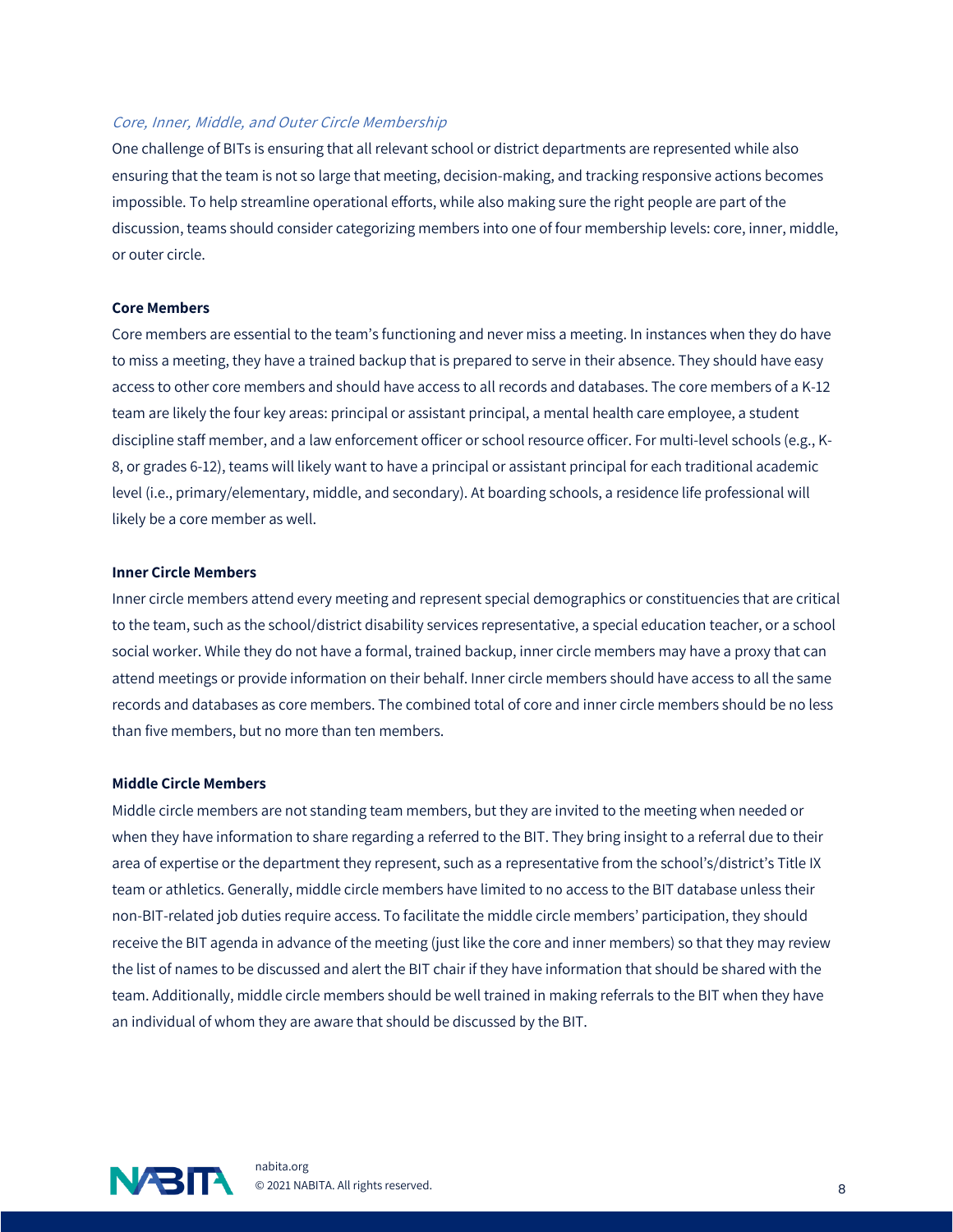### *Core, Inner, Middle, and Outer Circle Membership*

One challenge of BITs is ensuring that all relevant school or district departments are represented while also ensuring that the team is not so large that meeting, decision-making, and tracking responsive actions becomes impossible. To help streamline operational efforts, while also making sure the right people are part of the discussion, teams should consider categorizing members into one of four membership levels: core, inner, middle, or outer circle.

**Core Members**

Core members are essential to the team's functioning and never miss a meeting. In instances when they do have to miss a meeting, they have a trained backup that is prepared to serve in their absence. They should have easy access to other core members and should have access to all records and databases. The core members of a K-12 team are likely the four key areas: principal or assistant principal, a mental health care employee, a student discipline staff member, and a law enforcement officer or school resource officer. For multi-level schools (e.g., K-8, or grades 6-12), teams will likely want to have a principal or assistant principal for each traditional academic level (i.e., primary/elementary, middle, and secondary). At boarding schools, a residence life professional will likely be a core member as well.

**Inner Circle Members**

Inner circle members attend every meeting and represent special demographics or constituencies that are critical to the team, such as the school/district disability services representative, a special education teacher, or a school social worker. While they do not have a formal, trained backup, inner circle members may have a proxy that can attend meetings or provide information on their behalf. Inner circle members should have access to all the same records and databases as core members. The combined total of core and inner circle members should be no less than five members, but no more than ten members.

**Middle Circle Members**

Middle circle members are not standing team members, but they are invited to the meeting when needed or when they have information to share regarding a referred to the BIT. They bring insight to a referral due to their area of expertise or the department they represent, such as a representative from the school's/district's Title IX team or athletics. Generally, middle circle members have limited to no access to the BIT database unless their non-BIT-related job duties require access. To facilitate the middle circle members' participation, they should receive the BIT agenda in advance of the meeting (just like the core and inner members) so that they may review the list of names to be discussed and alert the BIT chair if they have information that should be shared with the team. Additionally, middle circle members should be well trained in making referrals to the BIT when they have an individual of whom they are aware that should be discussed by the BIT.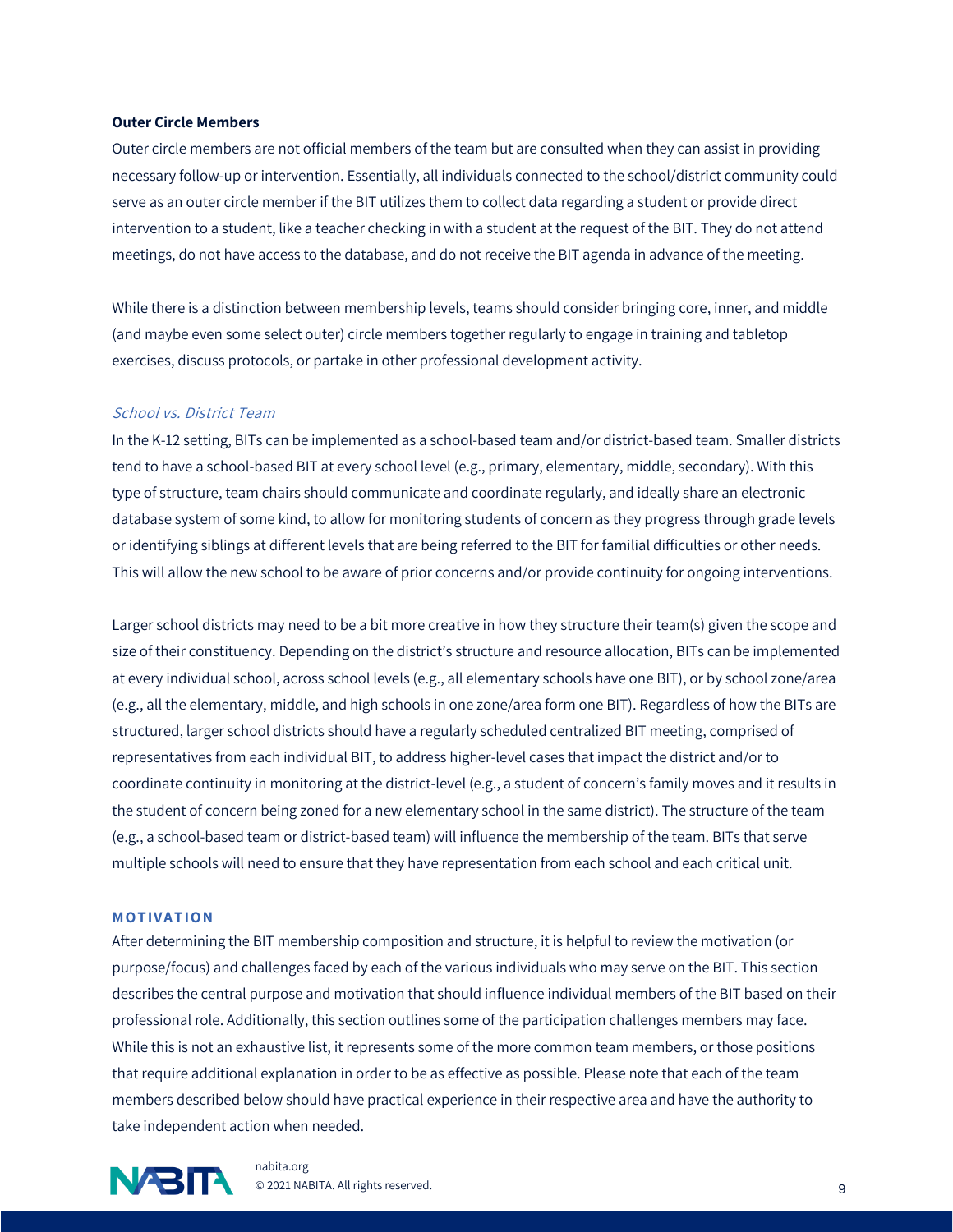**Outer Circle Members**

Outer circle members are not official members of the team but are consulted when they can assist in providing necessary follow-up or intervention. Essentially, all individuals connected to the school/district community could serve as an outer circle member if the BIT utilizes them to collect data regarding a student or provide direct intervention to a student, like a teacher checking in with a student at the request of the BIT. They do not attend meetings, do not have access to the database, and do not receive the BIT agenda in advance of the meeting.

While there is a distinction between membership levels, teams should consider bringing core, inner, and middle (and maybe even some select outer) circle members together regularly to engage in training and tabletop exercises, discuss protocols, or partake in other professional development activity.

### *School vs. District Team*

In the K-12 setting, BITs can be implemented as a school-based team and/or district-based team. Smaller districts tend to have a school-based BIT at every school level (e.g., primary, elementary, middle, secondary). With this type of structure, team chairs should communicate and coordinate regularly, and ideally share an electronic database system of some kind, to allow for monitoring students of concern as they progress through grade levels or identifying siblings at different levels that are being referred to the BIT for familial difficulties or other needs. This will allow the new school to be aware of prior concerns and/or provide continuity for ongoing interventions.

Larger school districts may need to be a bit more creative in how they structure their team(s) given the scope and size of their constituency. Depending on the district's structure and resource allocation, BITs can be implemented at every individual school, across school levels (e.g., all elementary schools have one BIT), or by school zone/area (e.g., all the elementary, middle, and high schools in one zone/area form one BIT). Regardless of how the BITs are structured, larger school districts should have a regularly scheduled centralized BIT meeting, comprised of representatives from each individual BIT, to address higher-level cases that impact the district and/or to coordinate continuity in monitoring at the district-level (e.g., a student of concern's family moves and it results in the student of concern being zoned for a new elementary school in the same district). The structure of the team (e.g., a school-based team or district-based team) will influence the membership of the team. BITs that serve multiple schools will need to ensure that they have representation from each school and each critical unit.

## MOTIVATION

After determining the BIT membership composition and structure, it is helpful to review the motivation (or purpose/focus) and challenges faced by each of the various individuals who may serve on the BIT. This section describes the central purpose and motivation that should influence individual members of the BIT based on their professional role. Additionally, this section outlines some of the participation challenges members may face. While this is not an exhaustive list, it represents some of the more common team members, or those positions that require additional explanation in order to be as effective as possible. Please note that each of the team members described below should have practical experience in their respective area and have the authority to take independent action when needed.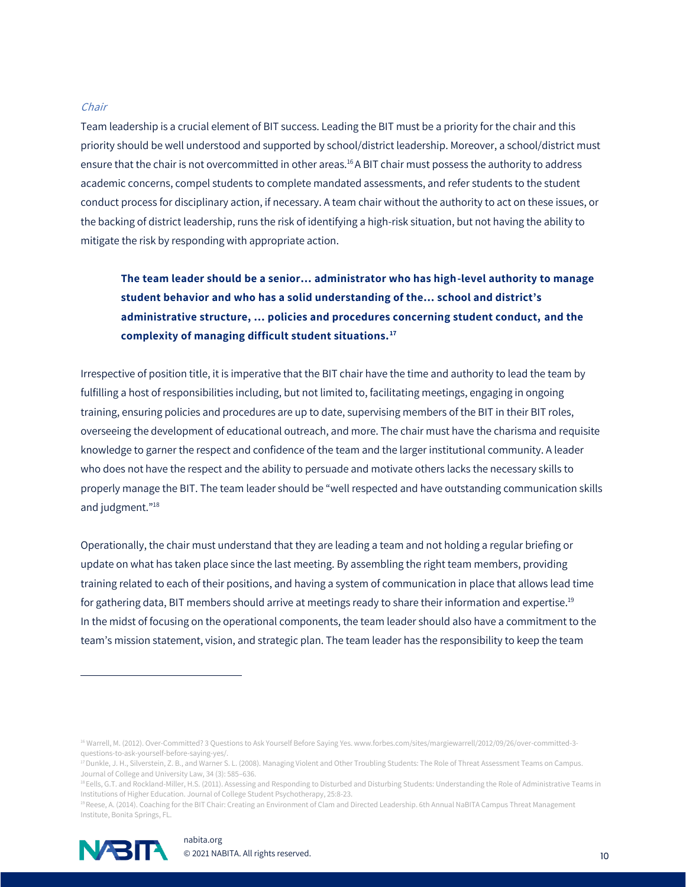*Chair*

Team leadership is a crucial element of BIT success. Leading the BIT must be a priority for the chair and this priority should be well understood and supported by school/district leadership. Moreover, a school/district must ensure that the chair is not overcommitted in other areas.[16] A BIT chair must possess the authority to address academic concerns, compel students to complete mandated assessments, and refer students to the student conduct process for disciplinary action, if necessary. A team chair without the authority to act on these issues, or the backing of district leadership, runs the risk of identifying a high-risk situation, but not having the ability to mitigate the risk by responding with appropriate action.

> **The team leader should be a senior… administrator who has high-level authority to manage student behavior and who has a solid understanding of the… school and district's administrative structure, … policies and procedures concerning student conduct, and the complexity of managing difficult student situations.[17]**

Irrespective of position title, it is imperative that the BIT chair have the time and authority to lead the team by fulfilling a host of responsibilities including, but not limited to, facilitating meetings, engaging in ongoing training, ensuring policies and procedures are up to date, supervising members of the BIT in their BIT roles, overseeing the development of educational outreach, and more. The chair must have the charisma and requisite knowledge to garner the respect and confidence of the team and the larger institutional community. A leader who does not have the respect and the ability to persuade and motivate others lacks the necessary skills to properly manage the BIT. The team leader should be "well respected and have outstanding communication skills and judgment."[18]

Operationally, the chair must understand that they are leading a team and not holding a regular briefing or update on what has taken place since the last meeting. By assembling the right team members, providing training related to each of their positions, and having a system of communication in place that allows lead time for gathering data, BIT members should arrive at meetings ready to share their information and expertise.[19] In the midst of focusing on the operational components, the team leader should also have a commitment to the team's mission statement, vision, and strategic plan. The team leader has the responsibility to keep the team

---

[16] Warrell, M. (2012). Over-Committed? 3 Questions to Ask Yourself Before Saying Yes. www.forbes.com/sites/margiewarrell/2012/09/26/over-committed-3-questions-to-ask-yourself-before-saying-yes/.

[17] Dunkle, J. H., Silverstein, Z. B., and Warner S. L. (2008). Managing Violent and Other Troubling Students: The Role of Threat Assessment Teams on Campus. Journal of College and University Law, 34 (3): 585–636.

[18] Eells, G.T. and Rockland-Miller, H.S. (2011). Assessing and Responding to Disturbed and Disturbing Students: Understanding the Role of Administrative Teams in Institutions of Higher Education. Journal of College Student Psychotherapy, 25:8-23.

[19] Reese, A. (2014). Coaching for the BIT Chair: Creating an Environment of Clam and Directed Leadership. 6th Annual NaBITA Campus Threat Management Institute, Bonita Springs, FL.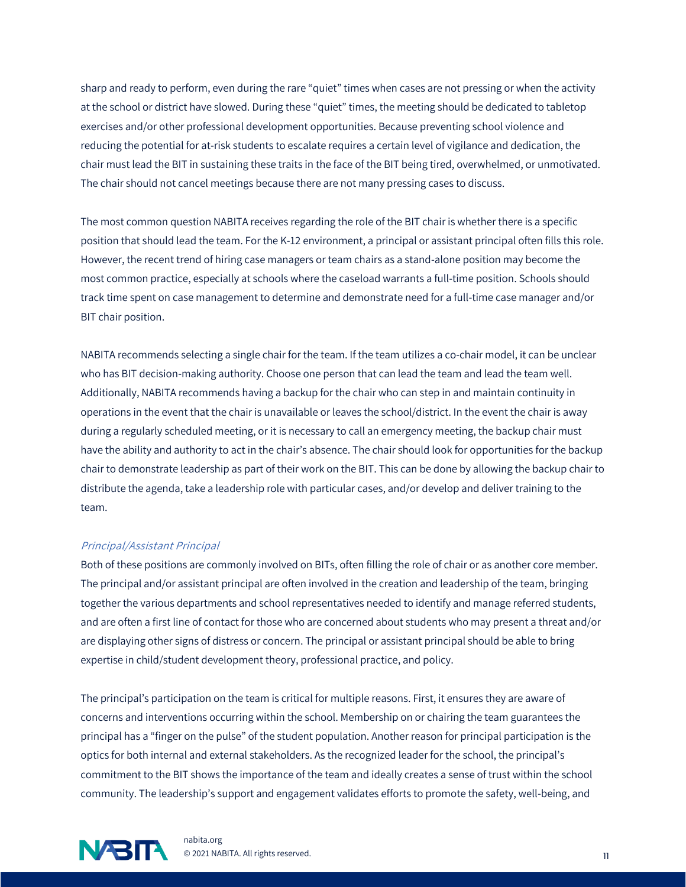sharp and ready to perform, even during the rare "quiet" times when cases are not pressing or when the activity at the school or district have slowed. During these "quiet" times, the meeting should be dedicated to tabletop exercises and/or other professional development opportunities. Because preventing school violence and reducing the potential for at-risk students to escalate requires a certain level of vigilance and dedication, the chair must lead the BIT in sustaining these traits in the face of the BIT being tired, overwhelmed, or unmotivated. The chair should not cancel meetings because there are not many pressing cases to discuss.

The most common question NABITA receives regarding the role of the BIT chair is whether there is a specific position that should lead the team. For the K-12 environment, a principal or assistant principal often fills this role. However, the recent trend of hiring case managers or team chairs as a stand-alone position may become the most common practice, especially at schools where the caseload warrants a full-time position. Schools should track time spent on case management to determine and demonstrate need for a full-time case manager and/or BIT chair position.

NABITA recommends selecting a single chair for the team. If the team utilizes a co-chair model, it can be unclear who has BIT decision-making authority. Choose one person that can lead the team and lead the team well. Additionally, NABITA recommends having a backup for the chair who can step in and maintain continuity in operations in the event that the chair is unavailable or leaves the school/district. In the event the chair is away during a regularly scheduled meeting, or it is necessary to call an emergency meeting, the backup chair must have the ability and authority to act in the chair's absence. The chair should look for opportunities for the backup chair to demonstrate leadership as part of their work on the BIT. This can be done by allowing the backup chair to distribute the agenda, take a leadership role with particular cases, and/or develop and deliver training to the team.

### *Principal/Assistant Principal*

Both of these positions are commonly involved on BITs, often filling the role of chair or as another core member. The principal and/or assistant principal are often involved in the creation and leadership of the team, bringing together the various departments and school representatives needed to identify and manage referred students, and are often a first line of contact for those who are concerned about students who may present a threat and/or are displaying other signs of distress or concern. The principal or assistant principal should be able to bring expertise in child/student development theory, professional practice, and policy.

The principal's participation on the team is critical for multiple reasons. First, it ensures they are aware of concerns and interventions occurring within the school. Membership on or chairing the team guarantees the principal has a "finger on the pulse" of the student population. Another reason for principal participation is the optics for both internal and external stakeholders. As the recognized leader for the school, the principal's commitment to the BIT shows the importance of the team and ideally creates a sense of trust within the school community. The leadership's support and engagement validates efforts to promote the safety, well-being, and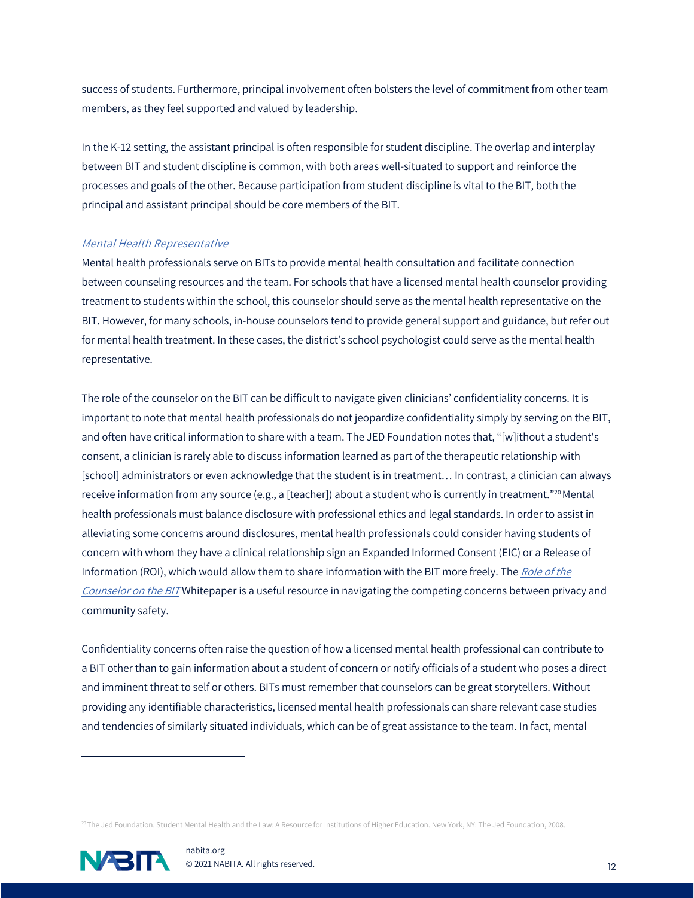success of students. Furthermore, principal involvement often bolsters the level of commitment from other team members, as they feel supported and valued by leadership.

In the K-12 setting, the assistant principal is often responsible for student discipline. The overlap and interplay between BIT and student discipline is common, with both areas well-situated to support and reinforce the processes and goals of the other. Because participation from student discipline is vital to the BIT, both the principal and assistant principal should be core members of the BIT.

### *Mental Health Representative*

Mental health professionals serve on BITs to provide mental health consultation and facilitate connection between counseling resources and the team. For schools that have a licensed mental health counselor providing treatment to students within the school, this counselor should serve as the mental health representative on the BIT. However, for many schools, in-house counselors tend to provide general support and guidance, but refer out for mental health treatment. In these cases, the district's school psychologist could serve as the mental health representative.

The role of the counselor on the BIT can be difficult to navigate given clinicians' confidentiality concerns. It is important to note that mental health professionals do not jeopardize confidentiality simply by serving on the BIT, and often have critical information to share with a team. The JED Foundation notes that, "[w]ithout a student's consent, a clinician is rarely able to discuss information learned as part of the therapeutic relationship with [school] administrators or even acknowledge that the student is in treatment… In contrast, a clinician can always receive information from any source (e.g., a [teacher]) about a student who is currently in treatment."[20] Mental health professionals must balance disclosure with professional ethics and legal standards. In order to assist in alleviating some concerns around disclosures, mental health professionals could consider having students of concern with whom they have a clinical relationship sign an Expanded Informed Consent (EIC) or a Release of Information (ROI), which would allow them to share information with the BIT more freely. The *Role of the Counselor on the BIT* Whitepaper is a useful resource in navigating the competing concerns between privacy and community safety.

Confidentiality concerns often raise the question of how a licensed mental health professional can contribute to a BIT other than to gain information about a student of concern or notify officials of a student who poses a direct and imminent threat to self or others. BITs must remember that counselors can be great storytellers. Without providing any identifiable characteristics, licensed mental health professionals can share relevant case studies and tendencies of similarly situated individuals, which can be of great assistance to the team. In fact, mental

---

[20] The Jed Foundation. Student Mental Health and the Law: A Resource for Institutions of Higher Education. New York, NY: The Jed Foundation, 2008.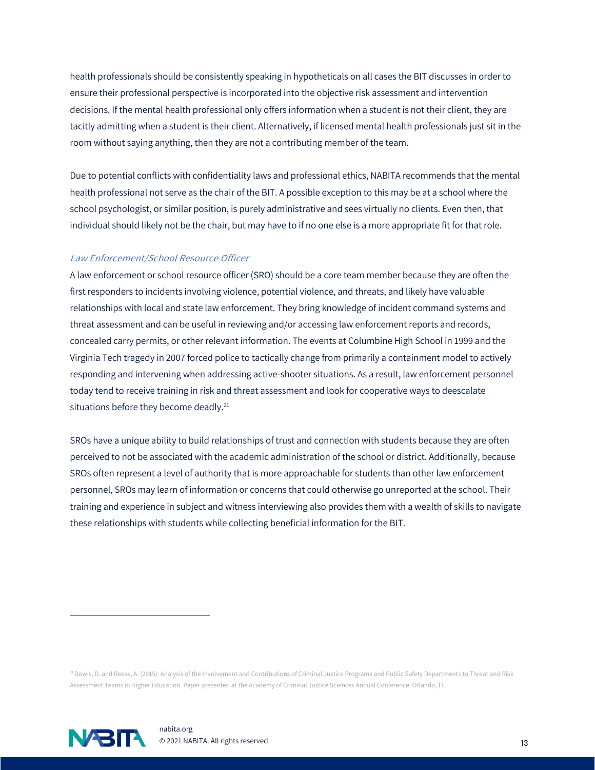health professionals should be consistently speaking in hypotheticals on all cases the BIT discusses in order to ensure their professional perspective is incorporated into the objective risk assessment and intervention decisions. If the mental health professional only offers information when a student is not their client, they are tacitly admitting when a student is their client. Alternatively, if licensed mental health professionals just sit in the room without saying anything, then they are not a contributing member of the team.

Due to potential conflicts with confidentiality laws and professional ethics, NABITA recommends that the mental health professional not serve as the chair of the BIT. A possible exception to this may be at a school where the school psychologist, or similar position, is purely administrative and sees virtually no clients. Even then, that individual should likely not be the chair, but may have to if no one else is a more appropriate fit for that role.

### *Law Enforcement/School Resource Officer*

A law enforcement or school resource officer (SRO) should be a core team member because they are often the first responders to incidents involving violence, potential violence, and threats, and likely have valuable relationships with local and state law enforcement. They bring knowledge of incident command systems and threat assessment and can be useful in reviewing and/or accessing law enforcement reports and records, concealed carry permits, or other relevant information. The events at Columbine High School in 1999 and the Virginia Tech tragedy in 2007 forced police to tactically change from primarily a containment model to actively responding and intervening when addressing active-shooter situations. As a result, law enforcement personnel today tend to receive training in risk and threat assessment and look for cooperative ways to deescalate situations before they become deadly.[21]

SROs have a unique ability to build relationships of trust and connection with students because they are often perceived to not be associated with the academic administration of the school or district. Additionally, because SROs often represent a level of authority that is more approachable for students than other law enforcement personnel, SROs may learn of information or concerns that could otherwise go unreported at the school. Their training and experience in subject and witness interviewing also provides them with a wealth of skills to navigate these relationships with students while collecting beneficial information for the BIT.

---

[21] Dowis, D. and Reese, A. (2015). Analysis of the Involvement and Contributions of Criminal Justice Programs and Public Safety Departments to Threat and Risk Assessment Teams in Higher Education. Paper presented at the Academy of Criminal Justice Sciences Annual Conference, Orlando, FL.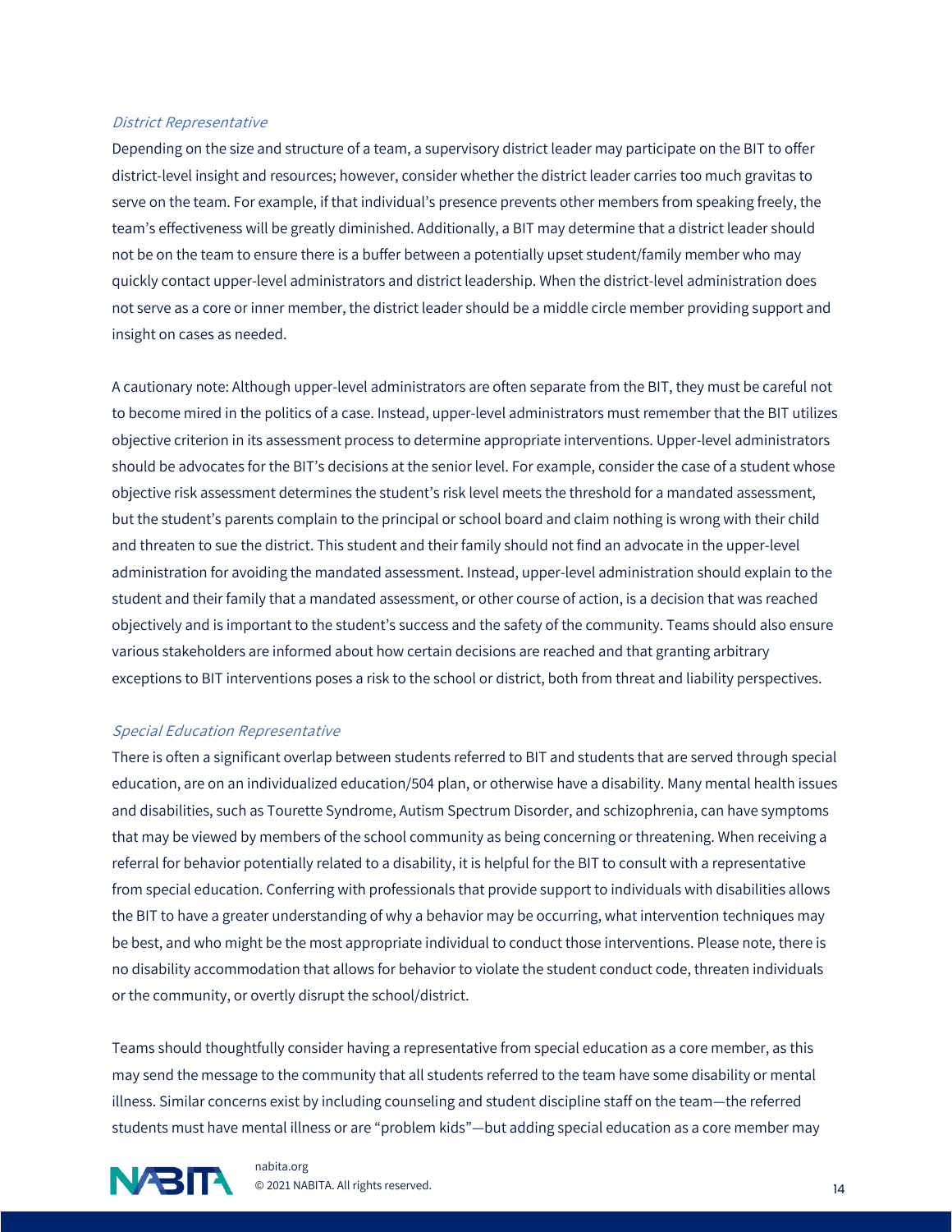### *District Representative*

Depending on the size and structure of a team, a supervisory district leader may participate on the BIT to offer district-level insight and resources; however, consider whether the district leader carries too much gravitas to serve on the team. For example, if that individual's presence prevents other members from speaking freely, the team's effectiveness will be greatly diminished. Additionally, a BIT may determine that a district leader should not be on the team to ensure there is a buffer between a potentially upset student/family member who may quickly contact upper-level administrators and district leadership. When the district-level administration does not serve as a core or inner member, the district leader should be a middle circle member providing support and insight on cases as needed.

A cautionary note: Although upper-level administrators are often separate from the BIT, they must be careful not to become mired in the politics of a case. Instead, upper-level administrators must remember that the BIT utilizes objective criterion in its assessment process to determine appropriate interventions. Upper-level administrators should be advocates for the BIT's decisions at the senior level. For example, consider the case of a student whose objective risk assessment determines the student's risk level meets the threshold for a mandated assessment, but the student's parents complain to the principal or school board and claim nothing is wrong with their child and threaten to sue the district. This student and their family should not find an advocate in the upper-level administration for avoiding the mandated assessment. Instead, upper-level administration should explain to the student and their family that a mandated assessment, or other course of action, is a decision that was reached objectively and is important to the student's success and the safety of the community. Teams should also ensure various stakeholders are informed about how certain decisions are reached and that granting arbitrary exceptions to BIT interventions poses a risk to the school or district, both from threat and liability perspectives.

### *Special Education Representative*

There is often a significant overlap between students referred to BIT and students that are served through special education, are on an individualized education/504 plan, or otherwise have a disability. Many mental health issues and disabilities, such as Tourette Syndrome, Autism Spectrum Disorder, and schizophrenia, can have symptoms that may be viewed by members of the school community as being concerning or threatening. When receiving a referral for behavior potentially related to a disability, it is helpful for the BIT to consult with a representative from special education. Conferring with professionals that provide support to individuals with disabilities allows the BIT to have a greater understanding of why a behavior may be occurring, what intervention techniques may be best, and who might be the most appropriate individual to conduct those interventions. Please note, there is no disability accommodation that allows for behavior to violate the student conduct code, threaten individuals or the community, or overtly disrupt the school/district.

Teams should thoughtfully consider having a representative from special education as a core member, as this may send the message to the community that all students referred to the team have some disability or mental illness. Similar concerns exist by including counseling and student discipline staff on the team—the referred students must have mental illness or are "problem kids"—but adding special education as a core member may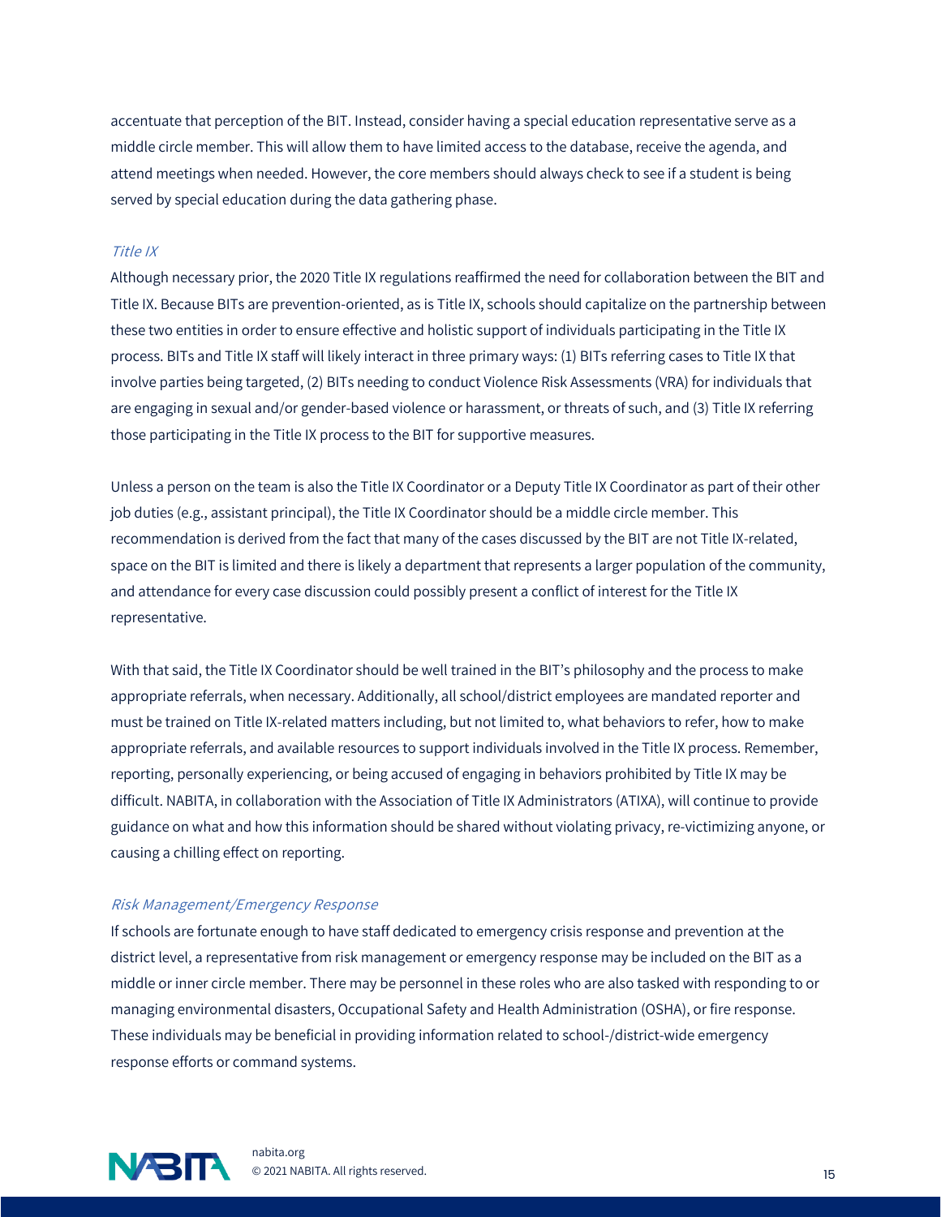accentuate that perception of the BIT. Instead, consider having a special education representative serve as a middle circle member. This will allow them to have limited access to the database, receive the agenda, and attend meetings when needed. However, the core members should always check to see if a student is being served by special education during the data gathering phase.

### *Title IX*

Although necessary prior, the 2020 Title IX regulations reaffirmed the need for collaboration between the BIT and Title IX. Because BITs are prevention-oriented, as is Title IX, schools should capitalize on the partnership between these two entities in order to ensure effective and holistic support of individuals participating in the Title IX process. BITs and Title IX staff will likely interact in three primary ways: (1) BITs referring cases to Title IX that involve parties being targeted, (2) BITs needing to conduct Violence Risk Assessments (VRA) for individuals that are engaging in sexual and/or gender-based violence or harassment, or threats of such, and (3) Title IX referring those participating in the Title IX process to the BIT for supportive measures.

Unless a person on the team is also the Title IX Coordinator or a Deputy Title IX Coordinator as part of their other job duties (e.g., assistant principal), the Title IX Coordinator should be a middle circle member. This recommendation is derived from the fact that many of the cases discussed by the BIT are not Title IX-related, space on the BIT is limited and there is likely a department that represents a larger population of the community, and attendance for every case discussion could possibly present a conflict of interest for the Title IX representative.

With that said, the Title IX Coordinator should be well trained in the BIT's philosophy and the process to make appropriate referrals, when necessary. Additionally, all school/district employees are mandated reporter and must be trained on Title IX-related matters including, but not limited to, what behaviors to refer, how to make appropriate referrals, and available resources to support individuals involved in the Title IX process. Remember, reporting, personally experiencing, or being accused of engaging in behaviors prohibited by Title IX may be difficult. NABITA, in collaboration with the Association of Title IX Administrators (ATIXA), will continue to provide guidance on what and how this information should be shared without violating privacy, re-victimizing anyone, or causing a chilling effect on reporting.

### *Risk Management/Emergency Response*

If schools are fortunate enough to have staff dedicated to emergency crisis response and prevention at the district level, a representative from risk management or emergency response may be included on the BIT as a middle or inner circle member. There may be personnel in these roles who are also tasked with responding to or managing environmental disasters, Occupational Safety and Health Administration (OSHA), or fire response. These individuals may be beneficial in providing information related to school-/district-wide emergency response efforts or command systems.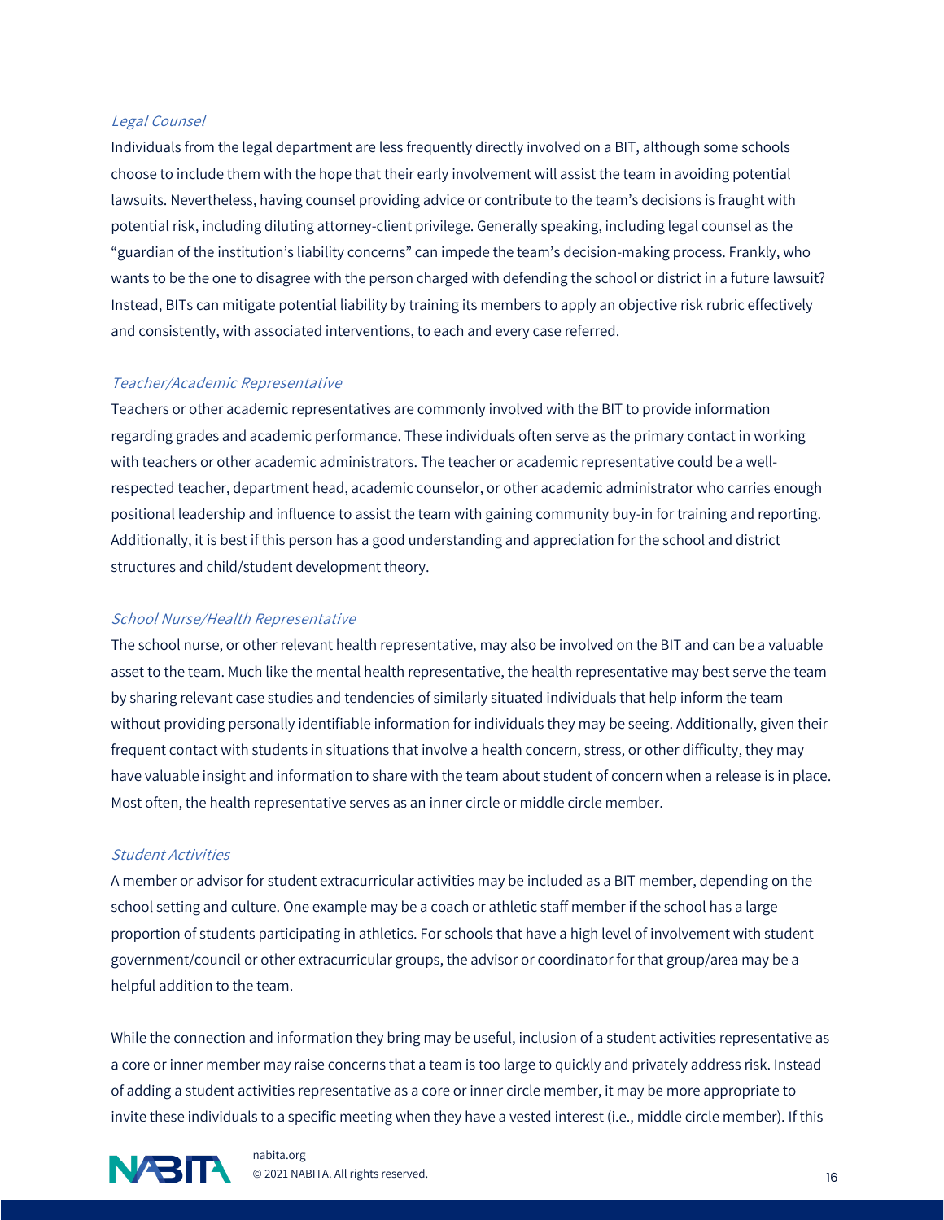*Legal Counsel*

Individuals from the legal department are less frequently directly involved on a BIT, although some schools choose to include them with the hope that their early involvement will assist the team in avoiding potential lawsuits. Nevertheless, having counsel providing advice or contribute to the team's decisions is fraught with potential risk, including diluting attorney-client privilege. Generally speaking, including legal counsel as the "guardian of the institution's liability concerns" can impede the team's decision-making process. Frankly, who wants to be the one to disagree with the person charged with defending the school or district in a future lawsuit? Instead, BITs can mitigate potential liability by training its members to apply an objective risk rubric effectively and consistently, with associated interventions, to each and every case referred.

*Teacher/Academic Representative*

Teachers or other academic representatives are commonly involved with the BIT to provide information regarding grades and academic performance. These individuals often serve as the primary contact in working with teachers or other academic administrators. The teacher or academic representative could be a well-respected teacher, department head, academic counselor, or other academic administrator who carries enough positional leadership and influence to assist the team with gaining community buy-in for training and reporting. Additionally, it is best if this person has a good understanding and appreciation for the school and district structures and child/student development theory.

*School Nurse/Health Representative*

The school nurse, or other relevant health representative, may also be involved on the BIT and can be a valuable asset to the team. Much like the mental health representative, the health representative may best serve the team by sharing relevant case studies and tendencies of similarly situated individuals that help inform the team without providing personally identifiable information for individuals they may be seeing. Additionally, given their frequent contact with students in situations that involve a health concern, stress, or other difficulty, they may have valuable insight and information to share with the team about student of concern when a release is in place. Most often, the health representative serves as an inner circle or middle circle member.

*Student Activities*

A member or advisor for student extracurricular activities may be included as a BIT member, depending on the school setting and culture. One example may be a coach or athletic staff member if the school has a large proportion of students participating in athletics. For schools that have a high level of involvement with student government/council or other extracurricular groups, the advisor or coordinator for that group/area may be a helpful addition to the team.

While the connection and information they bring may be useful, inclusion of a student activities representative as a core or inner member may raise concerns that a team is too large to quickly and privately address risk. Instead of adding a student activities representative as a core or inner circle member, it may be more appropriate to invite these individuals to a specific meeting when they have a vested interest (i.e., middle circle member). If this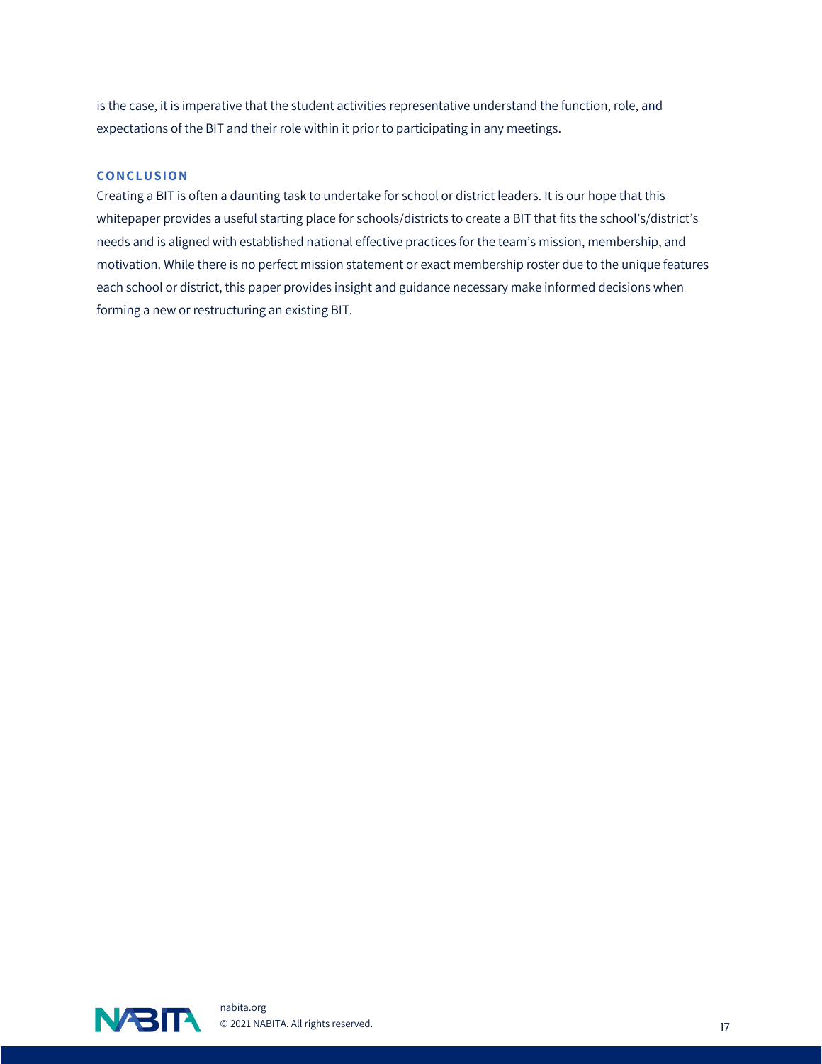is the case, it is imperative that the student activities representative understand the function, role, and expectations of the BIT and their role within it prior to participating in any meetings.

## CONCLUSION

Creating a BIT is often a daunting task to undertake for school or district leaders. It is our hope that this whitepaper provides a useful starting place for schools/districts to create a BIT that fits the school's/district's needs and is aligned with established national effective practices for the team's mission, membership, and motivation. While there is no perfect mission statement or exact membership roster due to the unique features each school or district, this paper provides insight and guidance necessary make informed decisions when forming a new or restructuring an existing BIT.